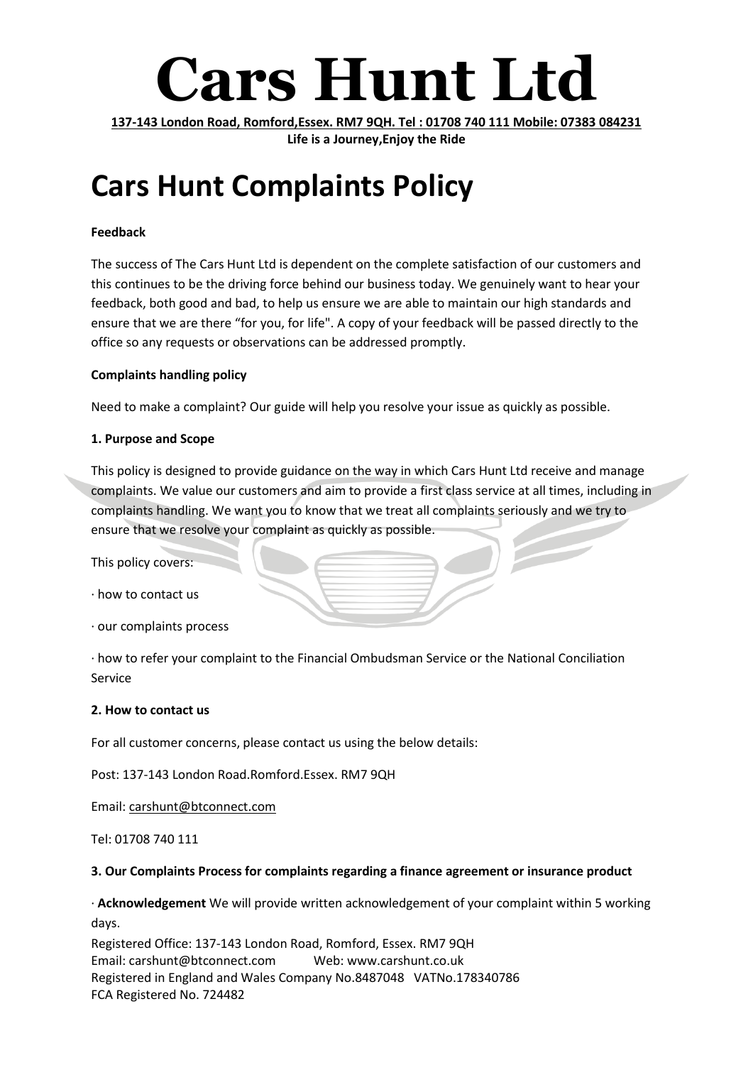# Cars Hunt Ltd

137-143 London Road, Romford,Essex. RM7 9QH. Tel : 01708 740 111 Mobile: 07383 084231

**Life is a Journey,Enjoy the Ride**

# Cars Hunt Complaints Policy

**Feedback**

The success of The Cars Hunt Ltd is dependent on the complete satisfaction of our customers and this continues to be the driving force behind our business today. We genuinely want to hear your feedback, both good and bad, to help us ensure we are able to maintain our high standards and ensure that we are there "for you, for life". A copy of your feedback will be passed directly to the office so any requests or observations can be addressed promptly.

**Complaints handling policy**

Need to make a complaint? Our guide will help you resolve your issue as quickly as possible.

**1. Purpose and Scope**

This policy is designed to provide guidance on the way in which Cars Hunt Ltd receive and manage complaints. We value our customers and aim to provide a first class service at all times, including in complaints handling. We want you to know that we treat all complaints seriously and we try to ensure that we resolve your complaint as quickly as possible.

This policy covers:

· how to contact us

· our complaints process

· how to refer your complaint to the Financial Ombudsman Service or the National Conciliation Service

**2. How to contact us**

For all customer concerns, please contact us using the below details:

Post: 137-143 London Road.Romford.Essex. RM7 9QH

Email: carshunt@btconnect.com

Tel: 01708 740 111

**3. Our Complaints Process for complaints regarding a finance agreement or insurance product**

· **Acknowledgement** We will provide written acknowledgement of your complaint within 5 working days.

Registered Office: 137-143 London Road, Romford, Essex. RM7 9QH
Email: carshunt@btconnect.com Web: www.carshunt.co.uk
Registered in England and Wales Company No.8487048 VATNo.178340786
FCA Registered No. 724482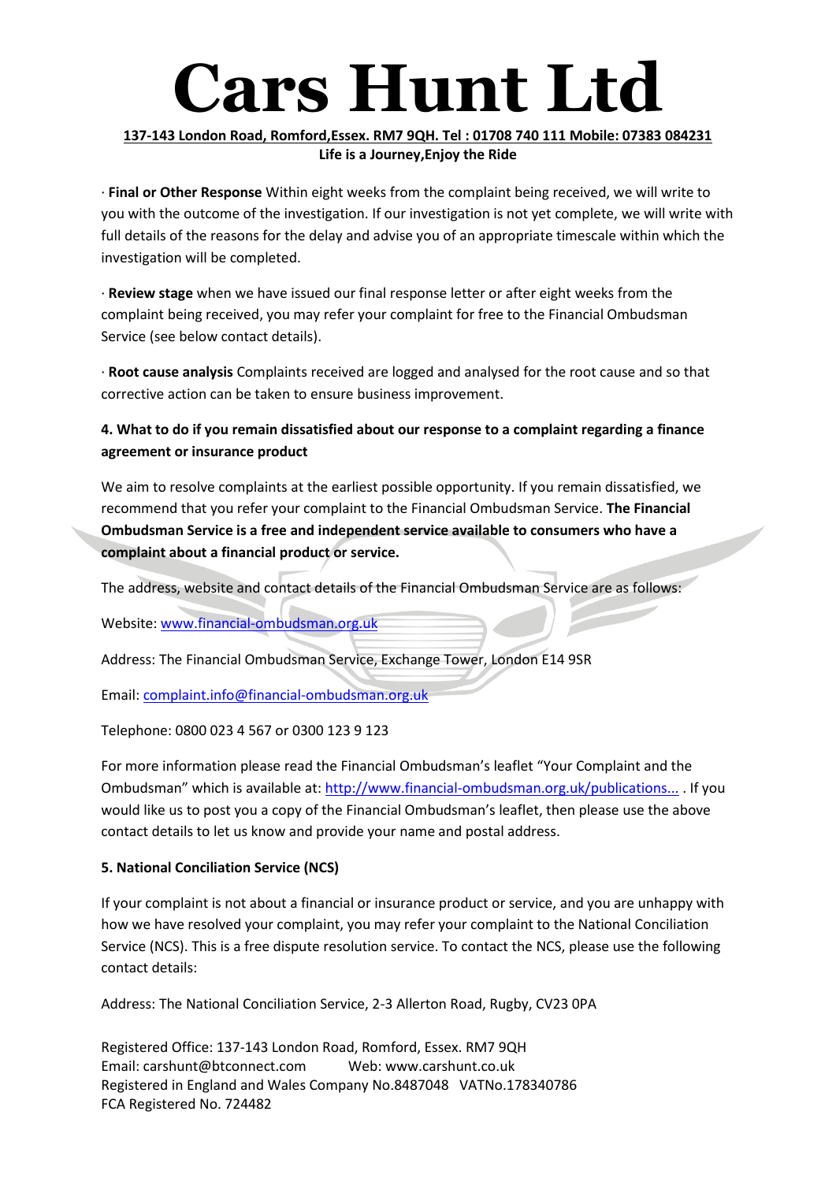· **Final or Other Response** Within eight weeks from the complaint being received, we will write to you with the outcome of the investigation. If our investigation is not yet complete, we will write with full details of the reasons for the delay and advise you of an appropriate timescale within which the investigation will be completed.

· **Review stage** when we have issued our final response letter or after eight weeks from the complaint being received, you may refer your complaint for free to the Financial Ombudsman Service (see below contact details).

· **Root cause analysis** Complaints received are logged and analysed for the root cause and so that corrective action can be taken to ensure business improvement.

**4. What to do if you remain dissatisfied about our response to a complaint regarding a finance agreement or insurance product**

We aim to resolve complaints at the earliest possible opportunity. If you remain dissatisfied, we recommend that you refer your complaint to the Financial Ombudsman Service. **The Financial Ombudsman Service is a free and independent service available to consumers who have a complaint about a financial product or service.**

The address, website and contact details of the Financial Ombudsman Service are as follows:

Website: www.financial-ombudsman.org.uk

Address: The Financial Ombudsman Service, Exchange Tower, London E14 9SR

Email: complaint.info@financial-ombudsman.org.uk

Telephone: 0800 023 4 567 or 0300 123 9 123

For more information please read the Financial Ombudsman's leaflet "Your Complaint and the Ombudsman" which is available at: http://www.financial-ombudsman.org.uk/publications... . If you would like us to post you a copy of the Financial Ombudsman's leaflet, then please use the above contact details to let us know and provide your name and postal address.

**5. National Conciliation Service (NCS)**

If your complaint is not about a financial or insurance product or service, and you are unhappy with how we have resolved your complaint, you may refer your complaint to the National Conciliation Service (NCS). This is a free dispute resolution service. To contact the NCS, please use the following contact details:

Address: The National Conciliation Service, 2-3 Allerton Road, Rugby, CV23 0PA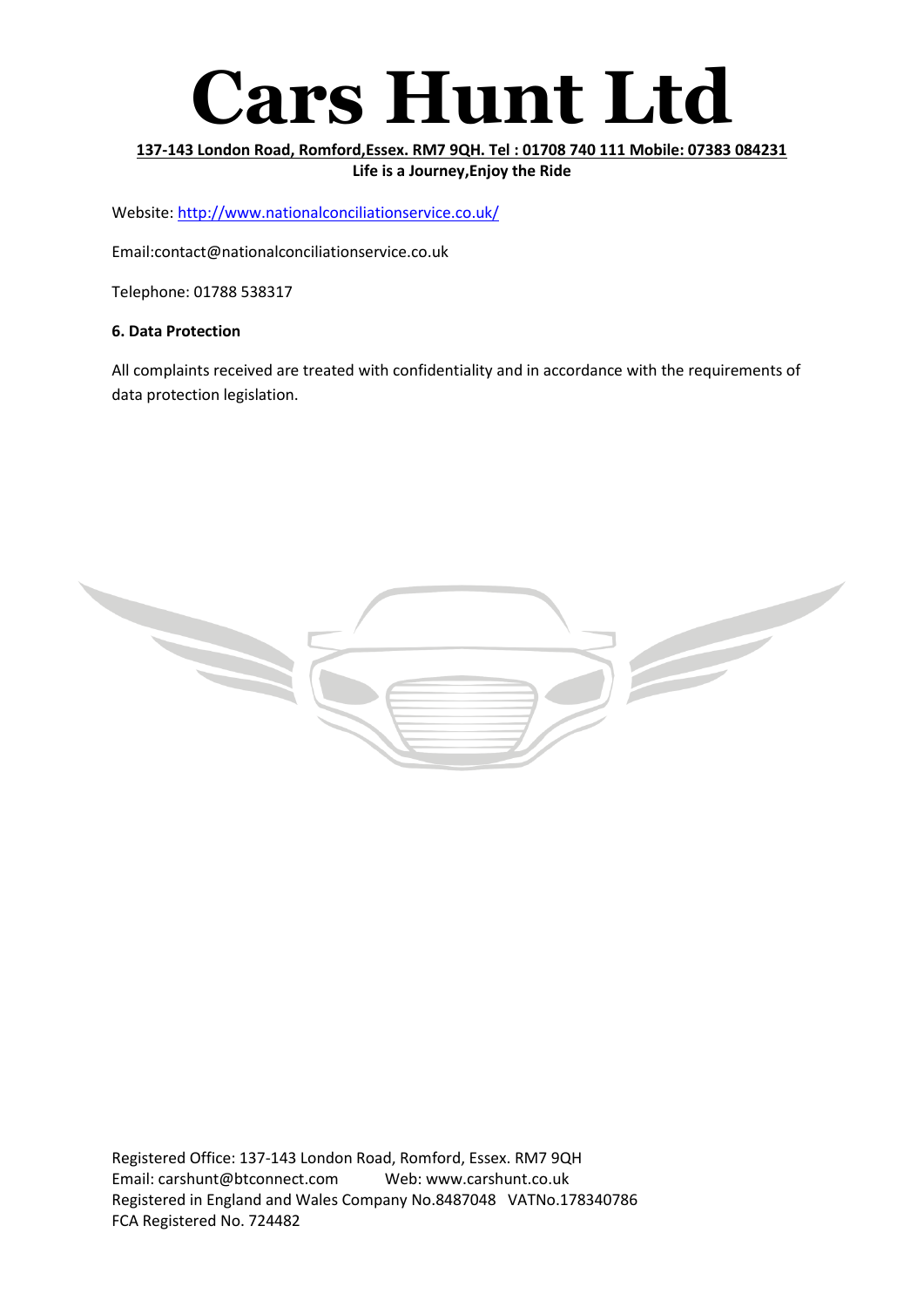Website: http://www.nationalconciliationservice.co.uk/

Email:contact@nationalconciliationservice.co.uk

Telephone: 01788 538317

**6. Data Protection**

All complaints received are treated with confidentiality and in accordance with the requirements of data protection legislation.